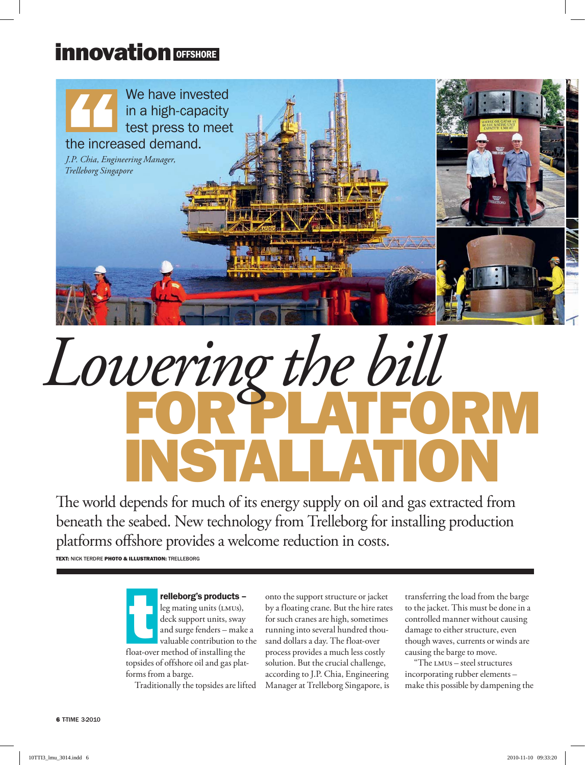# innovation OFFSHORE

> We have invested in a high-capacity test press to meet the increased demand.
>
> *J.P. Chia, Engineering Manager, Trelleborg Singapore*

# *Lowering the bill* FOR PLATFORM INSTALLATION

The world depends for much of its energy supply on oil and gas extracted from beneath the seabed. New technology from Trelleborg for installing production platforms offshore provides a welcome reduction in costs.

**TEXT:** NICK TERDRE **PHOTO & ILLUSTRATION:** TRELLEBORG

**Trelleborg's products –** leg mating units (LMUs), deck support units, sway and surge fenders – make a valuable contribution to the float-over method of installing the topsides of offshore oil and gas platforms from a barge.

Traditionally the topsides are lifted onto the support structure or jacket by a floating crane. But the hire rates for such cranes are high, sometimes running into several hundred thousand dollars a day. The float-over process provides a much less costly solution. But the crucial challenge, according to J.P. Chia, Engineering Manager at Trelleborg Singapore, is transferring the load from the barge to the jacket. This must be done in a controlled manner without causing damage to either structure, even though waves, currents or winds are causing the barge to move.

"The LMUs – steel structures incorporating rubber elements – make this possible by dampening the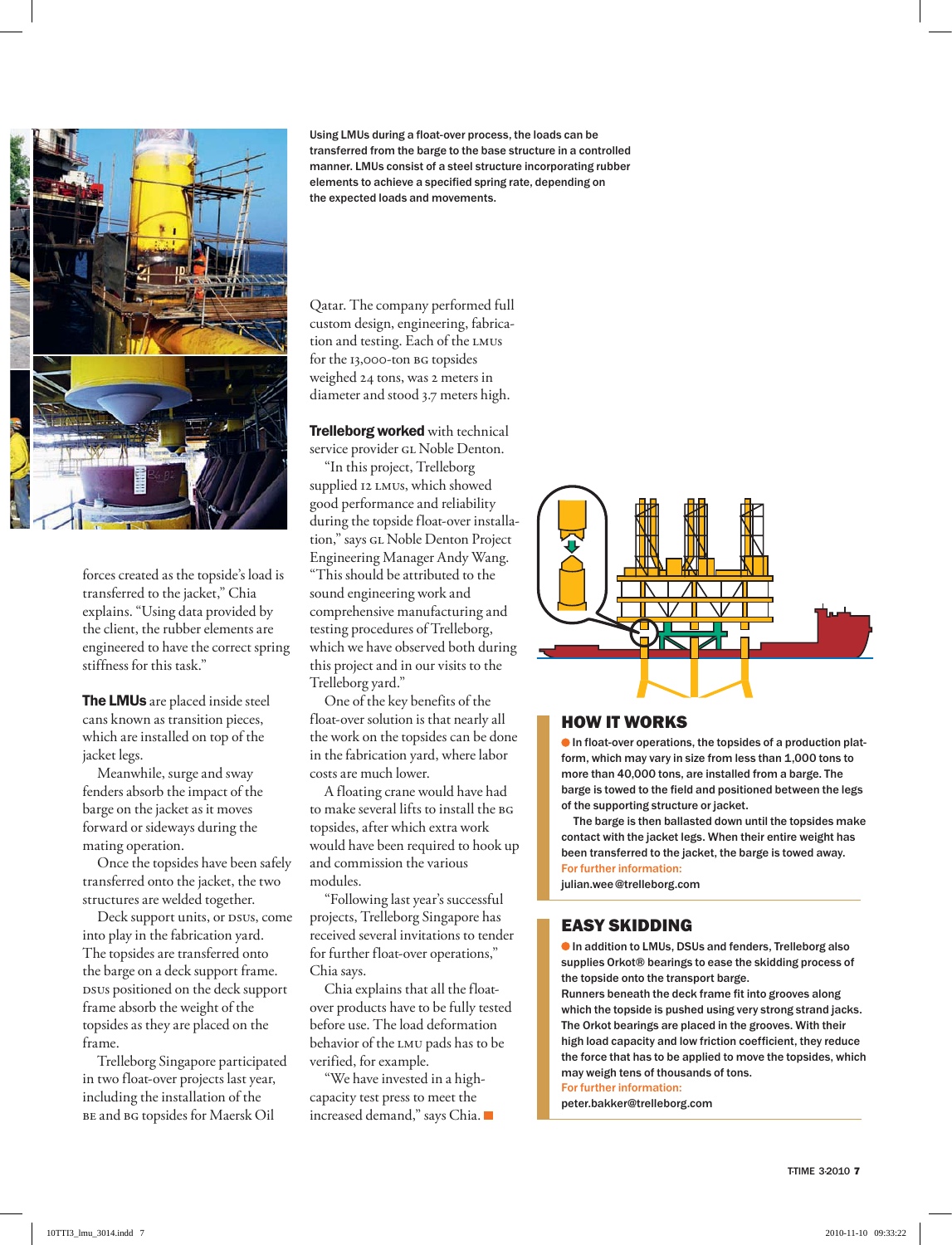Using LMUs during a float-over process, the loads can be transferred from the barge to the base structure in a controlled manner. LMUs consist of a steel structure incorporating rubber elements to achieve a specified spring rate, depending on the expected loads and movements.

forces created as the topside's load is transferred to the jacket," Chia explains. "Using data provided by the client, the rubber elements are engineered to have the correct spring stiffness for this task."

**The LMUs** are placed inside steel cans known as transition pieces, which are installed on top of the jacket legs.

Meanwhile, surge and sway fenders absorb the impact of the barge on the jacket as it moves forward or sideways during the mating operation.

Once the topsides have been safely transferred onto the jacket, the two structures are welded together.

Deck support units, or DSUs, come into play in the fabrication yard. The topsides are transferred onto the barge on a deck support frame. DSUs positioned on the deck support frame absorb the weight of the topsides as they are placed on the frame.

Trelleborg Singapore participated in two float-over projects last year, including the installation of the BE and BG topsides for Maersk Oil Qatar. The company performed full custom design, engineering, fabrication and testing. Each of the LMUs for the 13,000-ton BG topsides weighed 24 tons, was 2 meters in diameter and stood 3.7 meters high.

**Trelleborg worked** with technical service provider GL Noble Denton.

"In this project, Trelleborg supplied 12 LMUs, which showed good performance and reliability during the topside float-over installation," says GL Noble Denton Project Engineering Manager Andy Wang. "This should be attributed to the sound engineering work and comprehensive manufacturing and testing procedures of Trelleborg, which we have observed both during this project and in our visits to the Trelleborg yard."

One of the key benefits of the float-over solution is that nearly all the work on the topsides can be done in the fabrication yard, where labor costs are much lower.

A floating crane would have had to make several lifts to install the BG topsides, after which extra work would have been required to hook up and commission the various modules.

"Following last year's successful projects, Trelleborg Singapore has received several invitations to tender for further float-over operations," Chia says.

Chia explains that all the float-over products have to be fully tested before use. The load deformation behavior of the LMU pads has to be verified, for example.

"We have invested in a high-capacity test press to meet the increased demand," says Chia.

## HOW IT WORKS

In float-over operations, the topsides of a production platform, which may vary in size from less than 1,000 tons to more than 40,000 tons, are installed from a barge. The barge is towed to the field and positioned between the legs of the supporting structure or jacket.

The barge is then ballasted down until the topsides make contact with the jacket legs. When their entire weight has been transferred to the jacket, the barge is towed away.

For further information:
julian.wee@trelleborg.com

## EASY SKIDDING

In addition to LMUs, DSUs and fenders, Trelleborg also supplies Orkot® bearings to ease the skidding process of the topside onto the transport barge.

Runners beneath the deck frame fit into grooves along which the topside is pushed using very strong strand jacks. The Orkot bearings are placed in the grooves. With their high load capacity and low friction coefficient, they reduce the force that has to be applied to move the topsides, which may weigh tens of thousands of tons.

For further information:
peter.bakker@trelleborg.com